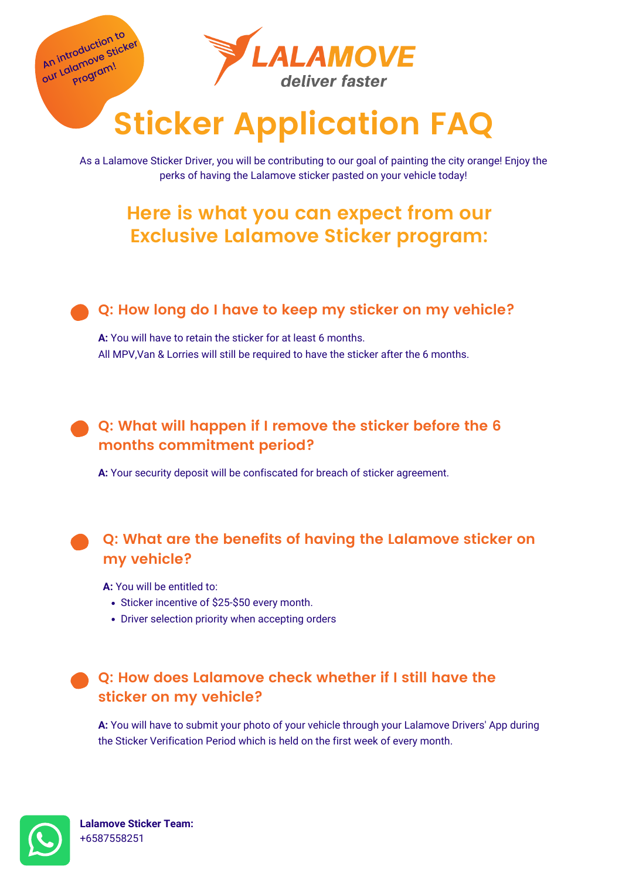An introduction to our Lalamove Sticker Program!

LALAMOVE
deliver faster

# Sticker Application FAQ

As a Lalamove Sticker Driver, you will be contributing to our goal of painting the city orange! Enjoy the perks of having the Lalamove sticker pasted on your vehicle today!

## Here is what you can expect from our Exclusive Lalamove Sticker program:

### Q: How long do I have to keep my sticker on my vehicle?

**A:** You will have to retain the sticker for at least 6 months.
All MPV,Van & Lorries will still be required to have the sticker after the 6 months.

### Q: What will happen if I remove the sticker before the 6 months commitment period?

**A:** Your security deposit will be confiscated for breach of sticker agreement.

### Q: What are the benefits of having the Lalamove sticker on my vehicle?

**A:** You will be entitled to:

- Sticker incentive of $25-$50 every month.
- Driver selection priority when accepting orders

### Q: How does Lalamove check whether if I still have the sticker on my vehicle?

**A:** You will have to submit your photo of your vehicle through your Lalamove Drivers' App during the Sticker Verification Period which is held on the first week of every month.

**Lalamove Sticker Team:**
+6587558251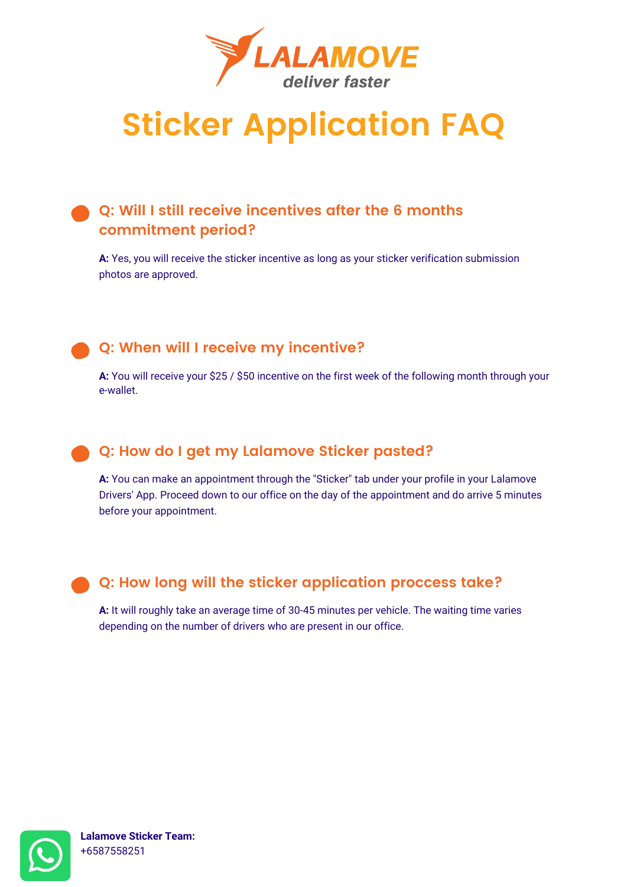LALAMOVE

deliver faster

# Sticker Application FAQ

### Q: Will I still receive incentives after the 6 months commitment period?

**A:** Yes, you will receive the sticker incentive as long as your sticker verification submission photos are approved.

### Q: When will I receive my incentive?

**A:** You will receive your $25 / $50 incentive on the first week of the following month through your e-wallet.

### Q: How do I get my Lalamove Sticker pasted?

**A:** You can make an appointment through the "Sticker" tab under your profile in your Lalamove Drivers' App. Proceed down to our office on the day of the appointment and do arrive 5 minutes before your appointment.

### Q: How long will the sticker application proccess take?

**A:** It will roughly take an average time of 30-45 minutes per vehicle. The waiting time varies depending on the number of drivers who are present in our office.

**Lalamove Sticker Team:**
+6587558251